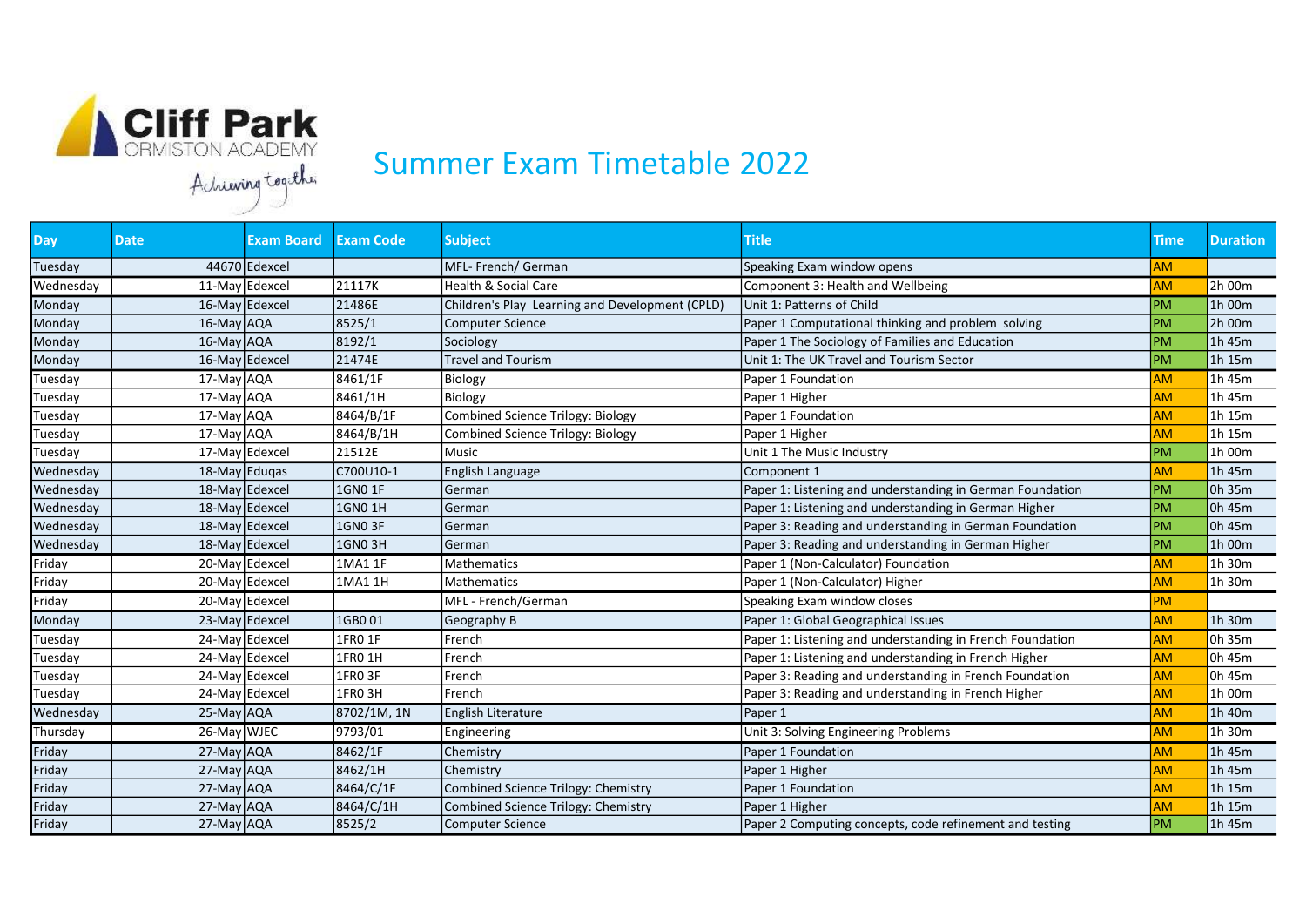Cliff Park
ORMISTON ACADEMY
Achieving together

# Summer Exam Timetable 2022

| Day | Date | Exam Board | Exam Code | Subject | Title | Time | Duration |
|---|---|---|---|---|---|---|---|
| Tuesday | 44670 | Edexcel | | MFL- French/ German | Speaking Exam window opens | AM | |
| Wednesday | 11-May | Edexcel | 21117K | Health & Social Care | Component 3: Health and Wellbeing | AM | 2h 00m |
| Monday | 16-May | Edexcel | 21486E | Children's Play Learning and Development (CPLD) | Unit 1: Patterns of Child | PM | 1h 00m |
| Monday | 16-May | AQA | 8525/1 | Computer Science | Paper 1 Computational thinking and problem solving | PM | 2h 00m |
| Monday | 16-May | AQA | 8192/1 | Sociology | Paper 1 The Sociology of Families and Education | PM | 1h 45m |
| Monday | 16-May | Edexcel | 21474E | Travel and Tourism | Unit 1: The UK Travel and Tourism Sector | PM | 1h 15m |
| Tuesday | 17-May | AQA | 8461/1F | Biology | Paper 1 Foundation | AM | 1h 45m |
| Tuesday | 17-May | AQA | 8461/1H | Biology | Paper 1 Higher | AM | 1h 45m |
| Tuesday | 17-May | AQA | 8464/B/1F | Combined Science Trilogy: Biology | Paper 1 Foundation | AM | 1h 15m |
| Tuesday | 17-May | AQA | 8464/B/1H | Combined Science Trilogy: Biology | Paper 1 Higher | AM | 1h 15m |
| Tuesday | 17-May | Edexcel | 21512E | Music | Unit 1 The Music Industry | PM | 1h 00m |
| Wednesday | 18-May | Eduqas | C700U10-1 | English Language | Component 1 | AM | 1h 45m |
| Wednesday | 18-May | Edexcel | 1GN0 1F | German | Paper 1: Listening and understanding in German Foundation | PM | 0h 35m |
| Wednesday | 18-May | Edexcel | 1GN0 1H | German | Paper 1: Listening and understanding in German Higher | PM | 0h 45m |
| Wednesday | 18-May | Edexcel | 1GN0 3F | German | Paper 3: Reading and understanding in German Foundation | PM | 0h 45m |
| Wednesday | 18-May | Edexcel | 1GN0 3H | German | Paper 3: Reading and understanding in German Higher | PM | 1h 00m |
| Friday | 20-May | Edexcel | 1MA1 1F | Mathematics | Paper 1 (Non-Calculator) Foundation | AM | 1h 30m |
| Friday | 20-May | Edexcel | 1MA1 1H | Mathematics | Paper 1 (Non-Calculator) Higher | AM | 1h 30m |
| Friday | 20-May | Edexcel | | MFL - French/German | Speaking Exam window closes | PM | |
| Monday | 23-May | Edexcel | 1GB0 01 | Geography B | Paper 1: Global Geographical Issues | AM | 1h 30m |
| Tuesday | 24-May | Edexcel | 1FR0 1F | French | Paper 1: Listening and understanding in French Foundation | AM | 0h 35m |
| Tuesday | 24-May | Edexcel | 1FR0 1H | French | Paper 1: Listening and understanding in French Higher | AM | 0h 45m |
| Tuesday | 24-May | Edexcel | 1FR0 3F | French | Paper 3: Reading and understanding in French Foundation | AM | 0h 45m |
| Tuesday | 24-May | Edexcel | 1FR0 3H | French | Paper 3: Reading and understanding in French Higher | AM | 1h 00m |
| Wednesday | 25-May | AQA | 8702/1M, 1N | English Literature | Paper 1 | AM | 1h 40m |
| Thursday | 26-May | WJEC | 9793/01 | Engineering | Unit 3: Solving Engineering Problems | AM | 1h 30m |
| Friday | 27-May | AQA | 8462/1F | Chemistry | Paper 1 Foundation | AM | 1h 45m |
| Friday | 27-May | AQA | 8462/1H | Chemistry | Paper 1 Higher | AM | 1h 45m |
| Friday | 27-May | AQA | 8464/C/1F | Combined Science Trilogy: Chemistry | Paper 1 Foundation | AM | 1h 15m |
| Friday | 27-May | AQA | 8464/C/1H | Combined Science Trilogy: Chemistry | Paper 1 Higher | AM | 1h 15m |
| Friday | 27-May | AQA | 8525/2 | Computer Science | Paper 2 Computing concepts, code refinement and testing | PM | 1h 45m |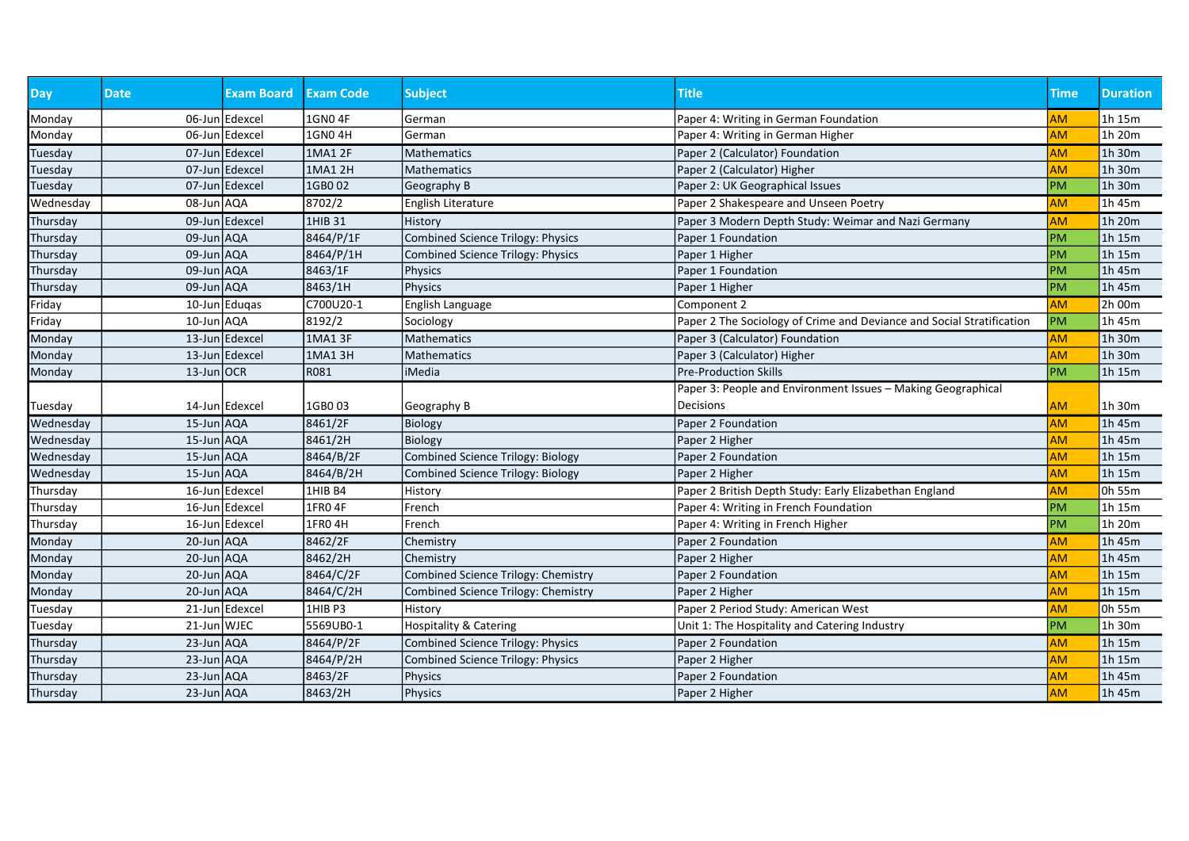| Day | Date | Exam Board | Exam Code | Subject | Title | Time | Duration |
|---|---|---|---|---|---|---|---|
| Monday | 06-Jun | Edexcel | 1GN0 4F | German | Paper 4: Writing in German Foundation | AM | 1h 15m |
| Monday | 06-Jun | Edexcel | 1GN0 4H | German | Paper 4: Writing in German Higher | AM | 1h 20m |
| Tuesday | 07-Jun | Edexcel | 1MA1 2F | Mathematics | Paper 2 (Calculator) Foundation | AM | 1h 30m |
| Tuesday | 07-Jun | Edexcel | 1MA1 2H | Mathematics | Paper 2 (Calculator) Higher | AM | 1h 30m |
| Tuesday | 07-Jun | Edexcel | 1GB0 02 | Geography B | Paper 2: UK Geographical Issues | PM | 1h 30m |
| Wednesday | 08-Jun | AQA | 8702/2 | English Literature | Paper 2 Shakespeare and Unseen Poetry | AM | 1h 45m |
| Thursday | 09-Jun | Edexcel | 1HIB 31 | History | Paper 3 Modern Depth Study: Weimar and Nazi Germany | AM | 1h 20m |
| Thursday | 09-Jun | AQA | 8464/P/1F | Combined Science Trilogy: Physics | Paper 1 Foundation | PM | 1h 15m |
| Thursday | 09-Jun | AQA | 8464/P/1H | Combined Science Trilogy: Physics | Paper 1 Higher | PM | 1h 15m |
| Thursday | 09-Jun | AQA | 8463/1F | Physics | Paper 1 Foundation | PM | 1h 45m |
| Thursday | 09-Jun | AQA | 8463/1H | Physics | Paper 1 Higher | PM | 1h 45m |
| Friday | 10-Jun | Eduqas | C700U20-1 | English Language | Component 2 | AM | 2h 00m |
| Friday | 10-Jun | AQA | 8192/2 | Sociology | Paper 2 The Sociology of Crime and Deviance and Social Stratification | PM | 1h 45m |
| Monday | 13-Jun | Edexcel | 1MA1 3F | Mathematics | Paper 3 (Calculator) Foundation | AM | 1h 30m |
| Monday | 13-Jun | Edexcel | 1MA1 3H | Mathematics | Paper 3 (Calculator) Higher | AM | 1h 30m |
| Monday | 13-Jun | OCR | R081 | iMedia | Pre-Production Skills | PM | 1h 15m |
| Tuesday | 14-Jun | Edexcel | 1GB0 03 | Geography B | Paper 3: People and Environment Issues – Making Geographical Decisions | AM | 1h 30m |
| Wednesday | 15-Jun | AQA | 8461/2F | Biology | Paper 2 Foundation | AM | 1h 45m |
| Wednesday | 15-Jun | AQA | 8461/2H | Biology | Paper 2 Higher | AM | 1h 45m |
| Wednesday | 15-Jun | AQA | 8464/B/2F | Combined Science Trilogy: Biology | Paper 2 Foundation | AM | 1h 15m |
| Wednesday | 15-Jun | AQA | 8464/B/2H | Combined Science Trilogy: Biology | Paper 2 Higher | AM | 1h 15m |
| Thursday | 16-Jun | Edexcel | 1HIB B4 | History | Paper 2 British Depth Study: Early Elizabethan England | AM | 0h 55m |
| Thursday | 16-Jun | Edexcel | 1FR0 4F | French | Paper 4: Writing in French Foundation | PM | 1h 15m |
| Thursday | 16-Jun | Edexcel | 1FR0 4H | French | Paper 4: Writing in French Higher | PM | 1h 20m |
| Monday | 20-Jun | AQA | 8462/2F | Chemistry | Paper 2 Foundation | AM | 1h 45m |
| Monday | 20-Jun | AQA | 8462/2H | Chemistry | Paper 2 Higher | AM | 1h 45m |
| Monday | 20-Jun | AQA | 8464/C/2F | Combined Science Trilogy: Chemistry | Paper 2 Foundation | AM | 1h 15m |
| Monday | 20-Jun | AQA | 8464/C/2H | Combined Science Trilogy: Chemistry | Paper 2 Higher | AM | 1h 15m |
| Tuesday | 21-Jun | Edexcel | 1HIB P3 | History | Paper 2 Period Study: American West | AM | 0h 55m |
| Tuesday | 21-Jun | WJEC | 5569UB0-1 | Hospitality & Catering | Unit 1: The Hospitality and Catering Industry | PM | 1h 30m |
| Thursday | 23-Jun | AQA | 8464/P/2F | Combined Science Trilogy: Physics | Paper 2 Foundation | AM | 1h 15m |
| Thursday | 23-Jun | AQA | 8464/P/2H | Combined Science Trilogy: Physics | Paper 2 Higher | AM | 1h 15m |
| Thursday | 23-Jun | AQA | 8463/2F | Physics | Paper 2 Foundation | AM | 1h 45m |
| Thursday | 23-Jun | AQA | 8463/2H | Physics | Paper 2 Higher | AM | 1h 45m |